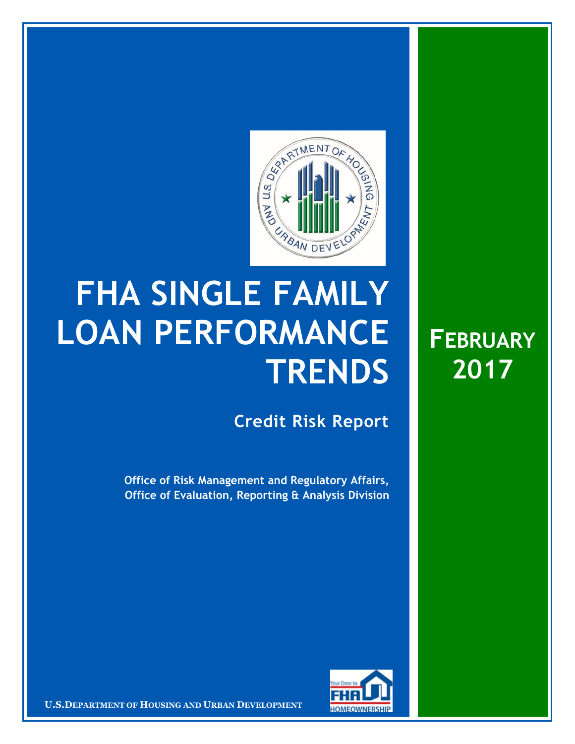# FHA SINGLE FAMILY LOAN PERFORMANCE TRENDS

## Credit Risk Report

**Office of Risk Management and Regulatory Affairs, Office of Evaluation, Reporting & Analysis Division**

**FEBRUARY 2017**

**U.S. DEPARTMENT OF HOUSING AND URBAN DEVELOPMENT**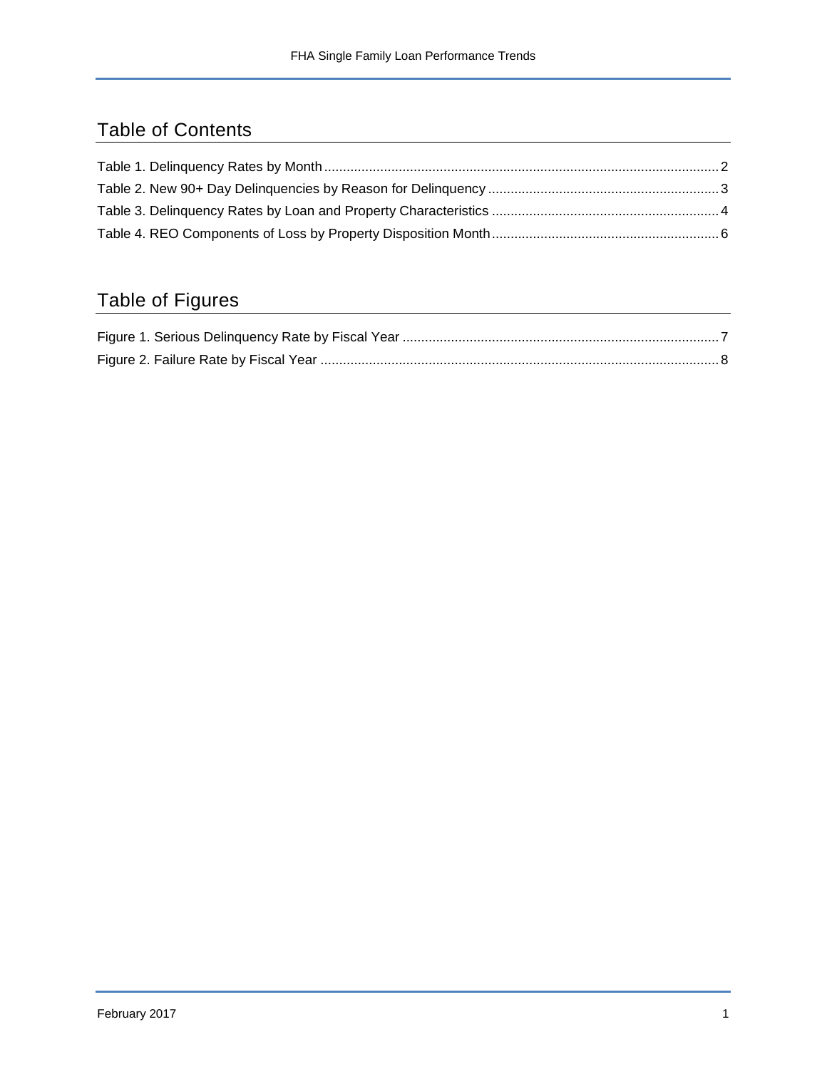## Table of Contents

Table 1. Delinquency Rates by Month .......... 2
Table 2. New 90+ Day Delinquencies by Reason for Delinquency .......... 3
Table 3. Delinquency Rates by Loan and Property Characteristics .......... 4
Table 4. REO Components of Loss by Property Disposition Month .......... 6

## Table of Figures

Figure 1. Serious Delinquency Rate by Fiscal Year .......... 7
Figure 2. Failure Rate by Fiscal Year .......... 8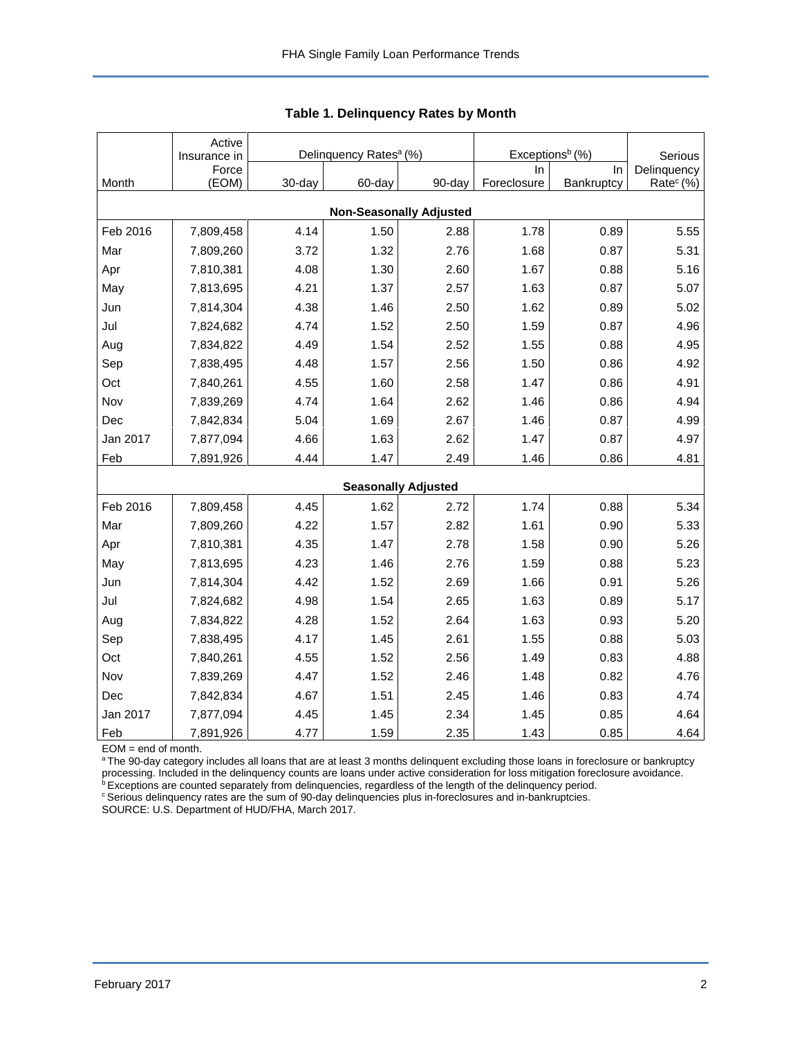**Table 1. Delinquency Rates by Month**

| Month | Active Insurance in Force (EOM) | Delinquency Rates[a] (%) | | | Exceptions[b] (%) | | Serious Delinquency Rate[c] (%) |
|---|---|---|---|---|---|---|---|
| | | 30-day | 60-day | 90-day | In Foreclosure | In Bankruptcy | |
| **Non-Seasonally Adjusted** | | | | | | | |
| Feb 2016 | 7,809,458 | 4.14 | 1.50 | 2.88 | 1.78 | 0.89 | 5.55 |
| Mar | 7,809,260 | 3.72 | 1.32 | 2.76 | 1.68 | 0.87 | 5.31 |
| Apr | 7,810,381 | 4.08 | 1.30 | 2.60 | 1.67 | 0.88 | 5.16 |
| May | 7,813,695 | 4.21 | 1.37 | 2.57 | 1.63 | 0.87 | 5.07 |
| Jun | 7,814,304 | 4.38 | 1.46 | 2.50 | 1.62 | 0.89 | 5.02 |
| Jul | 7,824,682 | 4.74 | 1.52 | 2.50 | 1.59 | 0.87 | 4.96 |
| Aug | 7,834,822 | 4.49 | 1.54 | 2.52 | 1.55 | 0.88 | 4.95 |
| Sep | 7,838,495 | 4.48 | 1.57 | 2.56 | 1.50 | 0.86 | 4.92 |
| Oct | 7,840,261 | 4.55 | 1.60 | 2.58 | 1.47 | 0.86 | 4.91 |
| Nov | 7,839,269 | 4.74 | 1.64 | 2.62 | 1.46 | 0.86 | 4.94 |
| Dec | 7,842,834 | 5.04 | 1.69 | 2.67 | 1.46 | 0.87 | 4.99 |
| Jan 2017 | 7,877,094 | 4.66 | 1.63 | 2.62 | 1.47 | 0.87 | 4.97 |
| Feb | 7,891,926 | 4.44 | 1.47 | 2.49 | 1.46 | 0.86 | 4.81 |
| **Seasonally Adjusted** | | | | | | | |
| Feb 2016 | 7,809,458 | 4.45 | 1.62 | 2.72 | 1.74 | 0.88 | 5.34 |
| Mar | 7,809,260 | 4.22 | 1.57 | 2.82 | 1.61 | 0.90 | 5.33 |
| Apr | 7,810,381 | 4.35 | 1.47 | 2.78 | 1.58 | 0.90 | 5.26 |
| May | 7,813,695 | 4.23 | 1.46 | 2.76 | 1.59 | 0.88 | 5.23 |
| Jun | 7,814,304 | 4.42 | 1.52 | 2.69 | 1.66 | 0.91 | 5.26 |
| Jul | 7,824,682 | 4.98 | 1.54 | 2.65 | 1.63 | 0.89 | 5.17 |
| Aug | 7,834,822 | 4.28 | 1.52 | 2.64 | 1.63 | 0.93 | 5.20 |
| Sep | 7,838,495 | 4.17 | 1.45 | 2.61 | 1.55 | 0.88 | 5.03 |
| Oct | 7,840,261 | 4.55 | 1.52 | 2.56 | 1.49 | 0.83 | 4.88 |
| Nov | 7,839,269 | 4.47 | 1.52 | 2.46 | 1.48 | 0.82 | 4.76 |
| Dec | 7,842,834 | 4.67 | 1.51 | 2.45 | 1.46 | 0.83 | 4.74 |
| Jan 2017 | 7,877,094 | 4.45 | 1.45 | 2.34 | 1.45 | 0.85 | 4.64 |
| Feb | 7,891,926 | 4.77 | 1.59 | 2.35 | 1.43 | 0.85 | 4.64 |

EOM = end of month.

[a] The 90-day category includes all loans that are at least 3 months delinquent excluding those loans in foreclosure or bankruptcy processing. Included in the delinquency counts are loans under active consideration for loss mitigation foreclosure avoidance.

[b] Exceptions are counted separately from delinquencies, regardless of the length of the delinquency period.

[c] Serious delinquency rates are the sum of 90-day delinquencies plus in-foreclosures and in-bankruptcies.

SOURCE: U.S. Department of HUD/FHA, March 2017.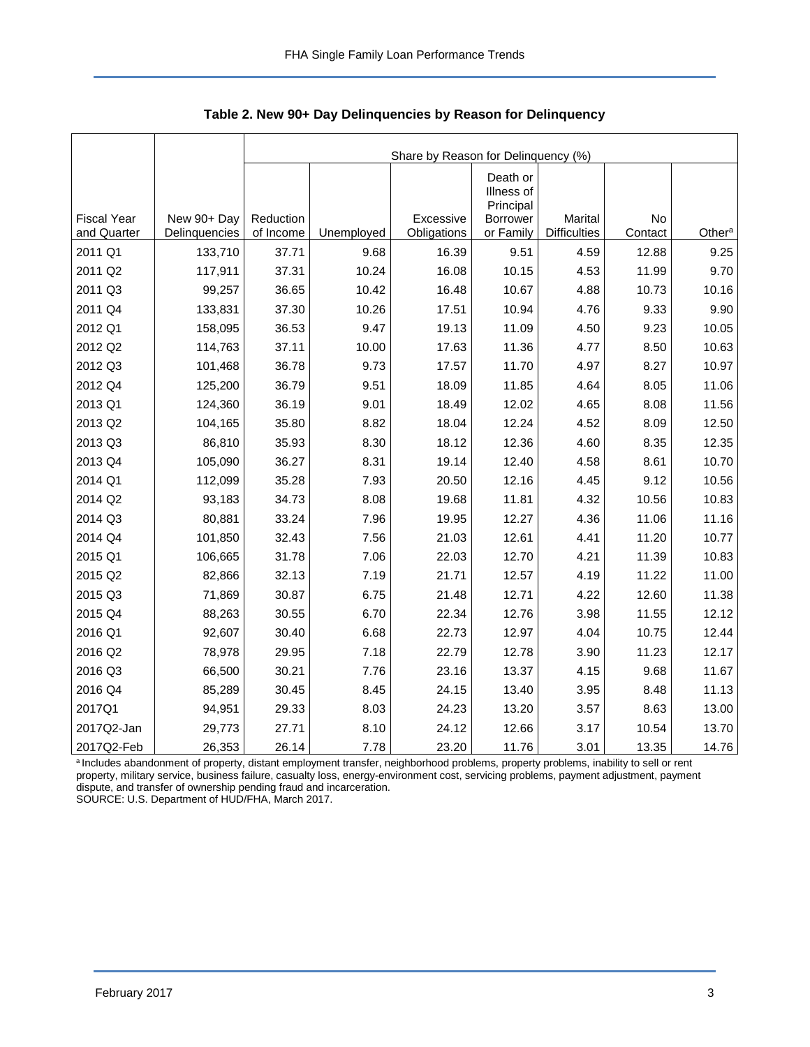**Table 2. New 90+ Day Delinquencies by Reason for Delinquency**

| | | Share by Reason for Delinquency (%) | | | | | | |
|---|---|---|---|---|---|---|---|---|
| Fiscal Year and Quarter | New 90+ Day Delinquencies | Reduction of Income | Unemployed | Excessive Obligations | Death or Illness of Principal Borrower or Family | Marital Difficulties | No Contact | Other[a] |
| 2011 Q1 | 133,710 | 37.71 | 9.68 | 16.39 | 9.51 | 4.59 | 12.88 | 9.25 |
| 2011 Q2 | 117,911 | 37.31 | 10.24 | 16.08 | 10.15 | 4.53 | 11.99 | 9.70 |
| 2011 Q3 | 99,257 | 36.65 | 10.42 | 16.48 | 10.67 | 4.88 | 10.73 | 10.16 |
| 2011 Q4 | 133,831 | 37.30 | 10.26 | 17.51 | 10.94 | 4.76 | 9.33 | 9.90 |
| 2012 Q1 | 158,095 | 36.53 | 9.47 | 19.13 | 11.09 | 4.50 | 9.23 | 10.05 |
| 2012 Q2 | 114,763 | 37.11 | 10.00 | 17.63 | 11.36 | 4.77 | 8.50 | 10.63 |
| 2012 Q3 | 101,468 | 36.78 | 9.73 | 17.57 | 11.70 | 4.97 | 8.27 | 10.97 |
| 2012 Q4 | 125,200 | 36.79 | 9.51 | 18.09 | 11.85 | 4.64 | 8.05 | 11.06 |
| 2013 Q1 | 124,360 | 36.19 | 9.01 | 18.49 | 12.02 | 4.65 | 8.08 | 11.56 |
| 2013 Q2 | 104,165 | 35.80 | 8.82 | 18.04 | 12.24 | 4.52 | 8.09 | 12.50 |
| 2013 Q3 | 86,810 | 35.93 | 8.30 | 18.12 | 12.36 | 4.60 | 8.35 | 12.35 |
| 2013 Q4 | 105,090 | 36.27 | 8.31 | 19.14 | 12.40 | 4.58 | 8.61 | 10.70 |
| 2014 Q1 | 112,099 | 35.28 | 7.93 | 20.50 | 12.16 | 4.45 | 9.12 | 10.56 |
| 2014 Q2 | 93,183 | 34.73 | 8.08 | 19.68 | 11.81 | 4.32 | 10.56 | 10.83 |
| 2014 Q3 | 80,881 | 33.24 | 7.96 | 19.95 | 12.27 | 4.36 | 11.06 | 11.16 |
| 2014 Q4 | 101,850 | 32.43 | 7.56 | 21.03 | 12.61 | 4.41 | 11.20 | 10.77 |
| 2015 Q1 | 106,665 | 31.78 | 7.06 | 22.03 | 12.70 | 4.21 | 11.39 | 10.83 |
| 2015 Q2 | 82,866 | 32.13 | 7.19 | 21.71 | 12.57 | 4.19 | 11.22 | 11.00 |
| 2015 Q3 | 71,869 | 30.87 | 6.75 | 21.48 | 12.71 | 4.22 | 12.60 | 11.38 |
| 2015 Q4 | 88,263 | 30.55 | 6.70 | 22.34 | 12.76 | 3.98 | 11.55 | 12.12 |
| 2016 Q1 | 92,607 | 30.40 | 6.68 | 22.73 | 12.97 | 4.04 | 10.75 | 12.44 |
| 2016 Q2 | 78,978 | 29.95 | 7.18 | 22.79 | 12.78 | 3.90 | 11.23 | 12.17 |
| 2016 Q3 | 66,500 | 30.21 | 7.76 | 23.16 | 13.37 | 4.15 | 9.68 | 11.67 |
| 2016 Q4 | 85,289 | 30.45 | 8.45 | 24.15 | 13.40 | 3.95 | 8.48 | 11.13 |
| 2017Q1 | 94,951 | 29.33 | 8.03 | 24.23 | 13.20 | 3.57 | 8.63 | 13.00 |
| 2017Q2-Jan | 29,773 | 27.71 | 8.10 | 24.12 | 12.66 | 3.17 | 10.54 | 13.70 |
| 2017Q2-Feb | 26,353 | 26.14 | 7.78 | 23.20 | 11.76 | 3.01 | 13.35 | 14.76 |

[a] Includes abandonment of property, distant employment transfer, neighborhood problems, property problems, inability to sell or rent property, military service, business failure, casualty loss, energy-environment cost, servicing problems, payment adjustment, payment dispute, and transfer of ownership pending fraud and incarceration.

SOURCE: U.S. Department of HUD/FHA, March 2017.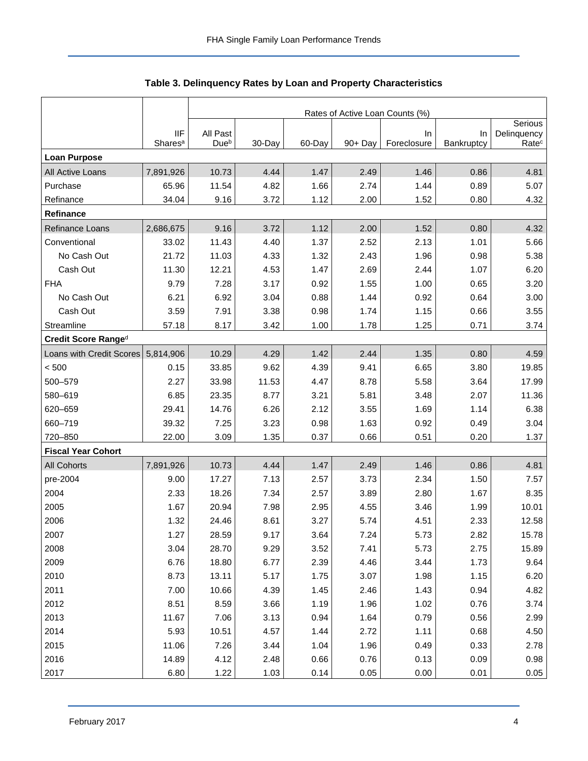## Table 3. Delinquency Rates by Loan and Property Characteristics

| | IIF Shares[a] | Rates of Active Loan Counts (%) | | | | | | |
|---|---|---|---|---|---|---|---|---|
| | | All Past Due[b] | 30-Day | 60-Day | 90+ Day | In Foreclosure | In Bankruptcy | Serious Delinquency Rate[c] |
| **Loan Purpose** | | | | | | | | |
| All Active Loans | 7,891,926 | 10.73 | 4.44 | 1.47 | 2.49 | 1.46 | 0.86 | 4.81 |
| Purchase | 65.96 | 11.54 | 4.82 | 1.66 | 2.74 | 1.44 | 0.89 | 5.07 |
| Refinance | 34.04 | 9.16 | 3.72 | 1.12 | 2.00 | 1.52 | 0.80 | 4.32 |
| **Refinance** | | | | | | | | |
| Refinance Loans | 2,686,675 | 9.16 | 3.72 | 1.12 | 2.00 | 1.52 | 0.80 | 4.32 |
| Conventional | 33.02 | 11.43 | 4.40 | 1.37 | 2.52 | 2.13 | 1.01 | 5.66 |
| No Cash Out | 21.72 | 11.03 | 4.33 | 1.32 | 2.43 | 1.96 | 0.98 | 5.38 |
| Cash Out | 11.30 | 12.21 | 4.53 | 1.47 | 2.69 | 2.44 | 1.07 | 6.20 |
| FHA | 9.79 | 7.28 | 3.17 | 0.92 | 1.55 | 1.00 | 0.65 | 3.20 |
| No Cash Out | 6.21 | 6.92 | 3.04 | 0.88 | 1.44 | 0.92 | 0.64 | 3.00 |
| Cash Out | 3.59 | 7.91 | 3.38 | 0.98 | 1.74 | 1.15 | 0.66 | 3.55 |
| Streamline | 57.18 | 8.17 | 3.42 | 1.00 | 1.78 | 1.25 | 0.71 | 3.74 |
| **Credit Score Range[d]** | | | | | | | | |
| Loans with Credit Scores | 5,814,906 | 10.29 | 4.29 | 1.42 | 2.44 | 1.35 | 0.80 | 4.59 |
| < 500 | 0.15 | 33.85 | 9.62 | 4.39 | 9.41 | 6.65 | 3.80 | 19.85 |
| 500–579 | 2.27 | 33.98 | 11.53 | 4.47 | 8.78 | 5.58 | 3.64 | 17.99 |
| 580–619 | 6.85 | 23.35 | 8.77 | 3.21 | 5.81 | 3.48 | 2.07 | 11.36 |
| 620–659 | 29.41 | 14.76 | 6.26 | 2.12 | 3.55 | 1.69 | 1.14 | 6.38 |
| 660–719 | 39.32 | 7.25 | 3.23 | 0.98 | 1.63 | 0.92 | 0.49 | 3.04 |
| 720–850 | 22.00 | 3.09 | 1.35 | 0.37 | 0.66 | 0.51 | 0.20 | 1.37 |
| **Fiscal Year Cohort** | | | | | | | | |
| All Cohorts | 7,891,926 | 10.73 | 4.44 | 1.47 | 2.49 | 1.46 | 0.86 | 4.81 |
| pre-2004 | 9.00 | 17.27 | 7.13 | 2.57 | 3.73 | 2.34 | 1.50 | 7.57 |
| 2004 | 2.33 | 18.26 | 7.34 | 2.57 | 3.89 | 2.80 | 1.67 | 8.35 |
| 2005 | 1.67 | 20.94 | 7.98 | 2.95 | 4.55 | 3.46 | 1.99 | 10.01 |
| 2006 | 1.32 | 24.46 | 8.61 | 3.27 | 5.74 | 4.51 | 2.33 | 12.58 |
| 2007 | 1.27 | 28.59 | 9.17 | 3.64 | 7.24 | 5.73 | 2.82 | 15.78 |
| 2008 | 3.04 | 28.70 | 9.29 | 3.52 | 7.41 | 5.73 | 2.75 | 15.89 |
| 2009 | 6.76 | 18.80 | 6.77 | 2.39 | 4.46 | 3.44 | 1.73 | 9.64 |
| 2010 | 8.73 | 13.11 | 5.17 | 1.75 | 3.07 | 1.98 | 1.15 | 6.20 |
| 2011 | 7.00 | 10.66 | 4.39 | 1.45 | 2.46 | 1.43 | 0.94 | 4.82 |
| 2012 | 8.51 | 8.59 | 3.66 | 1.19 | 1.96 | 1.02 | 0.76 | 3.74 |
| 2013 | 11.67 | 7.06 | 3.13 | 0.94 | 1.64 | 0.79 | 0.56 | 2.99 |
| 2014 | 5.93 | 10.51 | 4.57 | 1.44 | 2.72 | 1.11 | 0.68 | 4.50 |
| 2015 | 11.06 | 7.26 | 3.44 | 1.04 | 1.96 | 0.49 | 0.33 | 2.78 |
| 2016 | 14.89 | 4.12 | 2.48 | 0.66 | 0.76 | 0.13 | 0.09 | 0.98 |
| 2017 | 6.80 | 1.22 | 1.03 | 0.14 | 0.05 | 0.00 | 0.01 | 0.05 |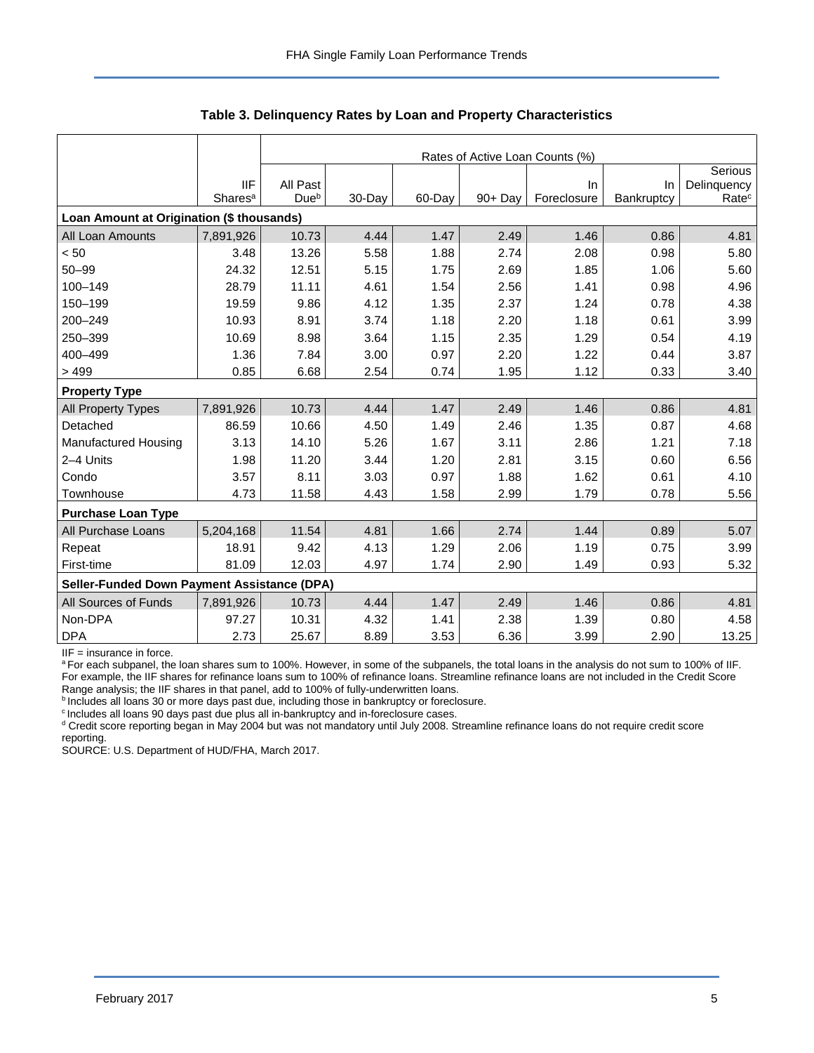**Table 3. Delinquency Rates by Loan and Property Characteristics**

| | | Rates of Active Loan Counts (%) | | | | | | |
|---|---|---|---|---|---|---|---|---|
| | IIF Shares[a] | All Past Due[b] | 30-Day | 60-Day | 90+ Day | In Foreclosure | In Bankruptcy | Serious Delinquency Rate[c] |
| **Loan Amount at Origination ($ thousands)** | | | | | | | | |
| All Loan Amounts | 7,891,926 | 10.73 | 4.44 | 1.47 | 2.49 | 1.46 | 0.86 | 4.81 |
| < 50 | 3.48 | 13.26 | 5.58 | 1.88 | 2.74 | 2.08 | 0.98 | 5.80 |
| 50–99 | 24.32 | 12.51 | 5.15 | 1.75 | 2.69 | 1.85 | 1.06 | 5.60 |
| 100–149 | 28.79 | 11.11 | 4.61 | 1.54 | 2.56 | 1.41 | 0.98 | 4.96 |
| 150–199 | 19.59 | 9.86 | 4.12 | 1.35 | 2.37 | 1.24 | 0.78 | 4.38 |
| 200–249 | 10.93 | 8.91 | 3.74 | 1.18 | 2.20 | 1.18 | 0.61 | 3.99 |
| 250–399 | 10.69 | 8.98 | 3.64 | 1.15 | 2.35 | 1.29 | 0.54 | 4.19 |
| 400–499 | 1.36 | 7.84 | 3.00 | 0.97 | 2.20 | 1.22 | 0.44 | 3.87 |
| > 499 | 0.85 | 6.68 | 2.54 | 0.74 | 1.95 | 1.12 | 0.33 | 3.40 |
| **Property Type** | | | | | | | | |
| All Property Types | 7,891,926 | 10.73 | 4.44 | 1.47 | 2.49 | 1.46 | 0.86 | 4.81 |
| Detached | 86.59 | 10.66 | 4.50 | 1.49 | 2.46 | 1.35 | 0.87 | 4.68 |
| Manufactured Housing | 3.13 | 14.10 | 5.26 | 1.67 | 3.11 | 2.86 | 1.21 | 7.18 |
| 2–4 Units | 1.98 | 11.20 | 3.44 | 1.20 | 2.81 | 3.15 | 0.60 | 6.56 |
| Condo | 3.57 | 8.11 | 3.03 | 0.97 | 1.88 | 1.62 | 0.61 | 4.10 |
| Townhouse | 4.73 | 11.58 | 4.43 | 1.58 | 2.99 | 1.79 | 0.78 | 5.56 |
| **Purchase Loan Type** | | | | | | | | |
| All Purchase Loans | 5,204,168 | 11.54 | 4.81 | 1.66 | 2.74 | 1.44 | 0.89 | 5.07 |
| Repeat | 18.91 | 9.42 | 4.13 | 1.29 | 2.06 | 1.19 | 0.75 | 3.99 |
| First-time | 81.09 | 12.03 | 4.97 | 1.74 | 2.90 | 1.49 | 0.93 | 5.32 |
| **Seller-Funded Down Payment Assistance (DPA)** | | | | | | | | |
| All Sources of Funds | 7,891,926 | 10.73 | 4.44 | 1.47 | 2.49 | 1.46 | 0.86 | 4.81 |
| Non-DPA | 97.27 | 10.31 | 4.32 | 1.41 | 2.38 | 1.39 | 0.80 | 4.58 |
| DPA | 2.73 | 25.67 | 8.89 | 3.53 | 6.36 | 3.99 | 2.90 | 13.25 |

IIF = insurance in force.

[a] For each subpanel, the loan shares sum to 100%. However, in some of the subpanels, the total loans in the analysis do not sum to 100% of IIF. For example, the IIF shares for refinance loans sum to 100% of refinance loans. Streamline refinance loans are not included in the Credit Score Range analysis; the IIF shares in that panel, add to 100% of fully-underwritten loans.

[b] Includes all loans 30 or more days past due, including those in bankruptcy or foreclosure.

[c] Includes all loans 90 days past due plus all in-bankruptcy and in-foreclosure cases.

[d] Credit score reporting began in May 2004 but was not mandatory until July 2008. Streamline refinance loans do not require credit score reporting.

SOURCE: U.S. Department of HUD/FHA, March 2017.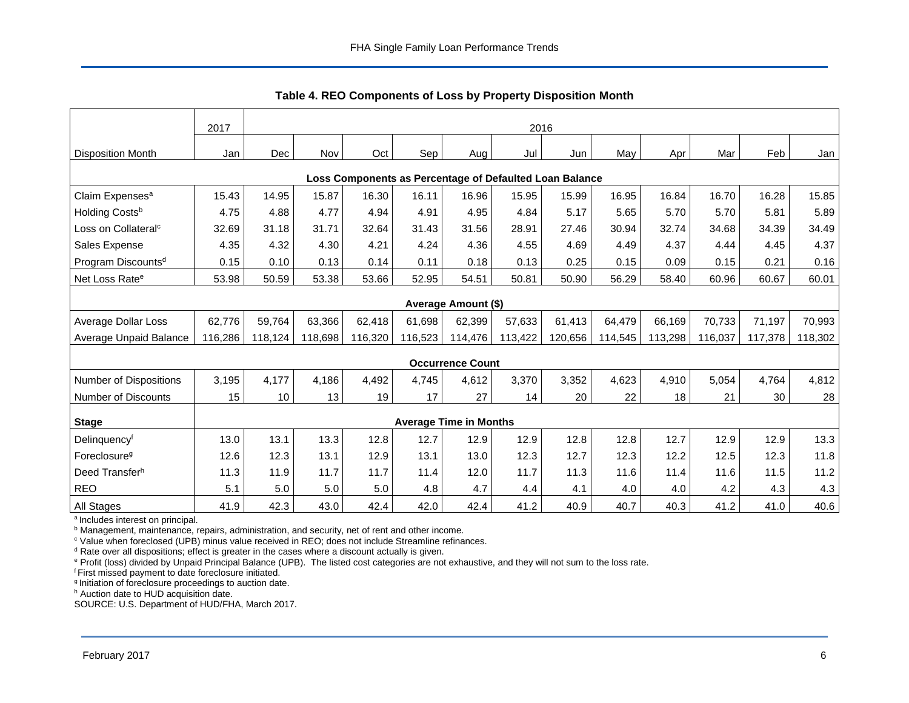### Table 4. REO Components of Loss by Property Disposition Month

| | 2017 | 2016 | | | | | | | | | | | |
|---|---|---|---|---|---|---|---|---|---|---|---|---|---|
| Disposition Month | Jan | Dec | Nov | Oct | Sep | Aug | Jul | Jun | May | Apr | Mar | Feb | Jan |
| **Loss Components as Percentage of Defaulted Loan Balance** | | | | | | | | | | | | | |
| Claim Expenses[a] | 15.43 | 14.95 | 15.87 | 16.30 | 16.11 | 16.96 | 15.95 | 15.99 | 16.95 | 16.84 | 16.70 | 16.28 | 15.85 |
| Holding Costs[b] | 4.75 | 4.88 | 4.77 | 4.94 | 4.91 | 4.95 | 4.84 | 5.17 | 5.65 | 5.70 | 5.70 | 5.81 | 5.89 |
| Loss on Collateral[c] | 32.69 | 31.18 | 31.71 | 32.64 | 31.43 | 31.56 | 28.91 | 27.46 | 30.94 | 32.74 | 34.68 | 34.39 | 34.49 |
| Sales Expense | 4.35 | 4.32 | 4.30 | 4.21 | 4.24 | 4.36 | 4.55 | 4.69 | 4.49 | 4.37 | 4.44 | 4.45 | 4.37 |
| Program Discounts[d] | 0.15 | 0.10 | 0.13 | 0.14 | 0.11 | 0.18 | 0.13 | 0.25 | 0.15 | 0.09 | 0.15 | 0.21 | 0.16 |
| Net Loss Rate[e] | 53.98 | 50.59 | 53.38 | 53.66 | 52.95 | 54.51 | 50.81 | 50.90 | 56.29 | 58.40 | 60.96 | 60.67 | 60.01 |
| **Average Amount ($)** | | | | | | | | | | | | | |
| Average Dollar Loss | 62,776 | 59,764 | 63,366 | 62,418 | 61,698 | 62,399 | 57,633 | 61,413 | 64,479 | 66,169 | 70,733 | 71,197 | 70,993 |
| Average Unpaid Balance | 116,286 | 118,124 | 118,698 | 116,320 | 116,523 | 114,476 | 113,422 | 120,656 | 114,545 | 113,298 | 116,037 | 117,378 | 118,302 |
| **Occurrence Count** | | | | | | | | | | | | | |
| Number of Dispositions | 3,195 | 4,177 | 4,186 | 4,492 | 4,745 | 4,612 | 3,370 | 3,352 | 4,623 | 4,910 | 5,054 | 4,764 | 4,812 |
| Number of Discounts | 15 | 10 | 13 | 19 | 17 | 27 | 14 | 20 | 22 | 18 | 21 | 30 | 28 |
| **Stage** | **Average Time in Months** | | | | | | | | | | | | |
| Delinquency[f] | 13.0 | 13.1 | 13.3 | 12.8 | 12.7 | 12.9 | 12.9 | 12.8 | 12.8 | 12.7 | 12.9 | 12.9 | 13.3 |
| Foreclosure[g] | 12.6 | 12.3 | 13.1 | 12.9 | 13.1 | 13.0 | 12.3 | 12.7 | 12.3 | 12.2 | 12.5 | 12.3 | 11.8 |
| Deed Transfer[h] | 11.3 | 11.9 | 11.7 | 11.7 | 11.4 | 12.0 | 11.7 | 11.3 | 11.6 | 11.4 | 11.6 | 11.5 | 11.2 |
| REO | 5.1 | 5.0 | 5.0 | 5.0 | 4.8 | 4.7 | 4.4 | 4.1 | 4.0 | 4.0 | 4.2 | 4.3 | 4.3 |
| All Stages | 41.9 | 42.3 | 43.0 | 42.4 | 42.0 | 42.4 | 41.2 | 40.9 | 40.7 | 40.3 | 41.2 | 41.0 | 40.6 |

[a] Includes interest on principal.
[b] Management, maintenance, repairs, administration, and security, net of rent and other income.
[c] Value when foreclosed (UPB) minus value received in REO; does not include Streamline refinances.
[d] Rate over all dispositions; effect is greater in the cases where a discount actually is given.
[e] Profit (loss) divided by Unpaid Principal Balance (UPB). The listed cost categories are not exhaustive, and they will not sum to the loss rate.
[f] First missed payment to date foreclosure initiated.
[g] Initiation of foreclosure proceedings to auction date.
[h] Auction date to HUD acquisition date.
SOURCE: U.S. Department of HUD/FHA, March 2017.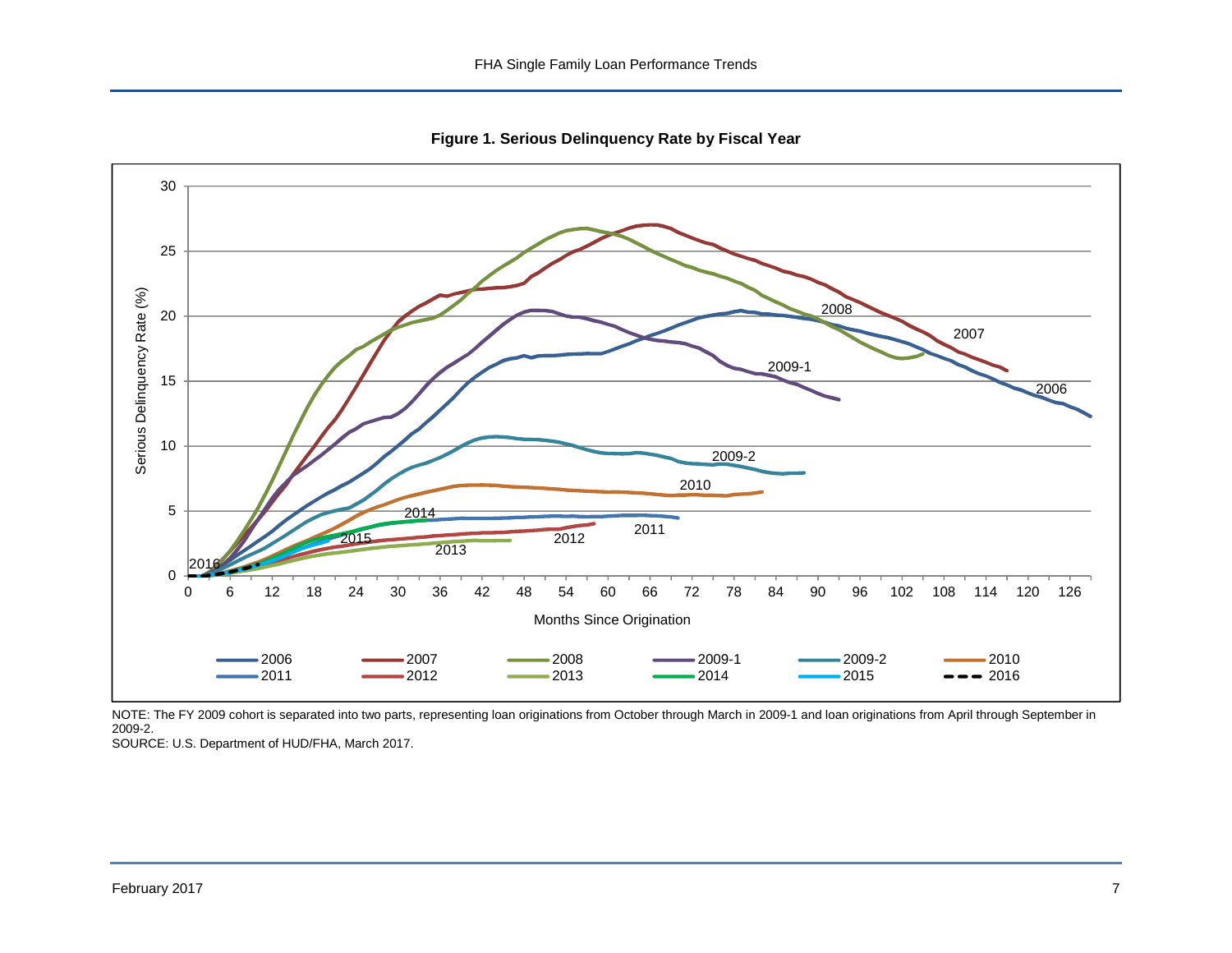**Figure 1. Serious Delinquency Rate by Fiscal Year**

NOTE: The FY 2009 cohort is separated into two parts, representing loan originations from October through March in 2009-1 and loan originations from April through September in 2009-2.

SOURCE: U.S. Department of HUD/FHA, March 2017.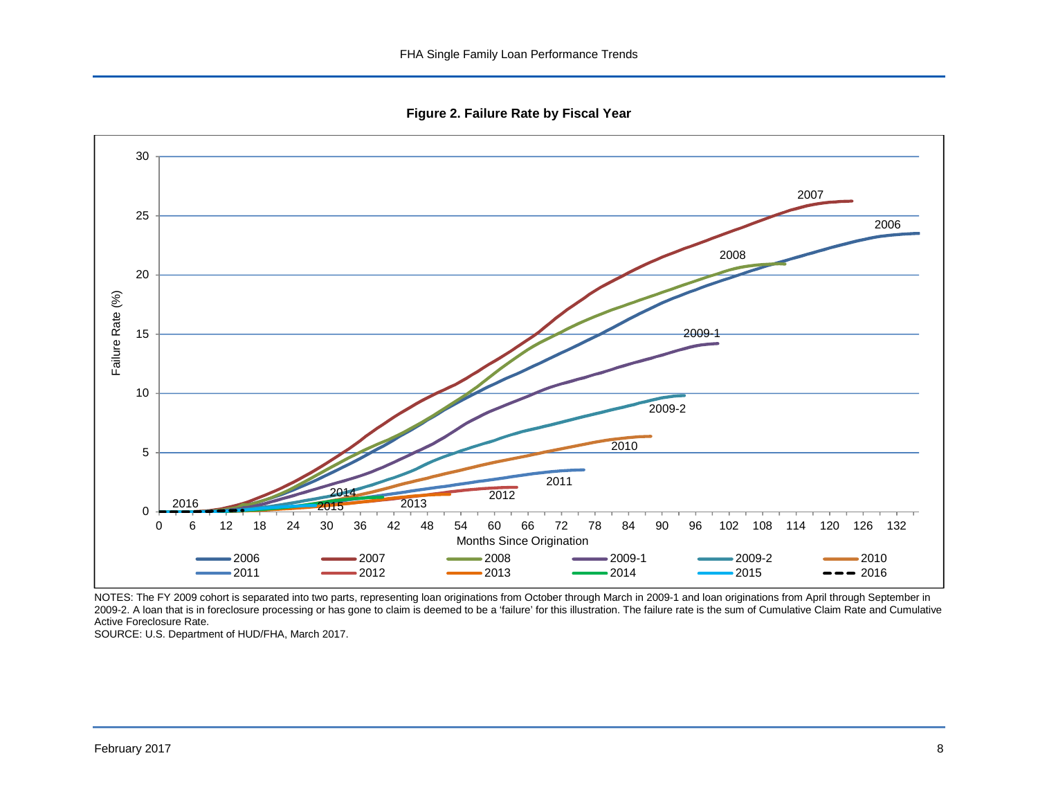**Figure 2. Failure Rate by Fiscal Year**

Failure Rate (%)

30
25
20
15
10
5
0

0 6 12 18 24 30 36 42 48 54 60 66 72 78 84 90 96 102 108 114 120 126 132

Months Since Origination

2007
2006
2008
2009-1
2009-2
2010
2011
2012
2013
2014
2015
2016

2006 2007 2008 2009-1 2009-2 2010
2011 2012 2013 2014 2015 2016

NOTES: The FY 2009 cohort is separated into two parts, representing loan originations from October through March in 2009-1 and loan originations from April through September in 2009-2. A loan that is in foreclosure processing or has gone to claim is deemed to be a 'failure' for this illustration. The failure rate is the sum of Cumulative Claim Rate and Cumulative Active Foreclosure Rate.

SOURCE: U.S. Department of HUD/FHA, March 2017.